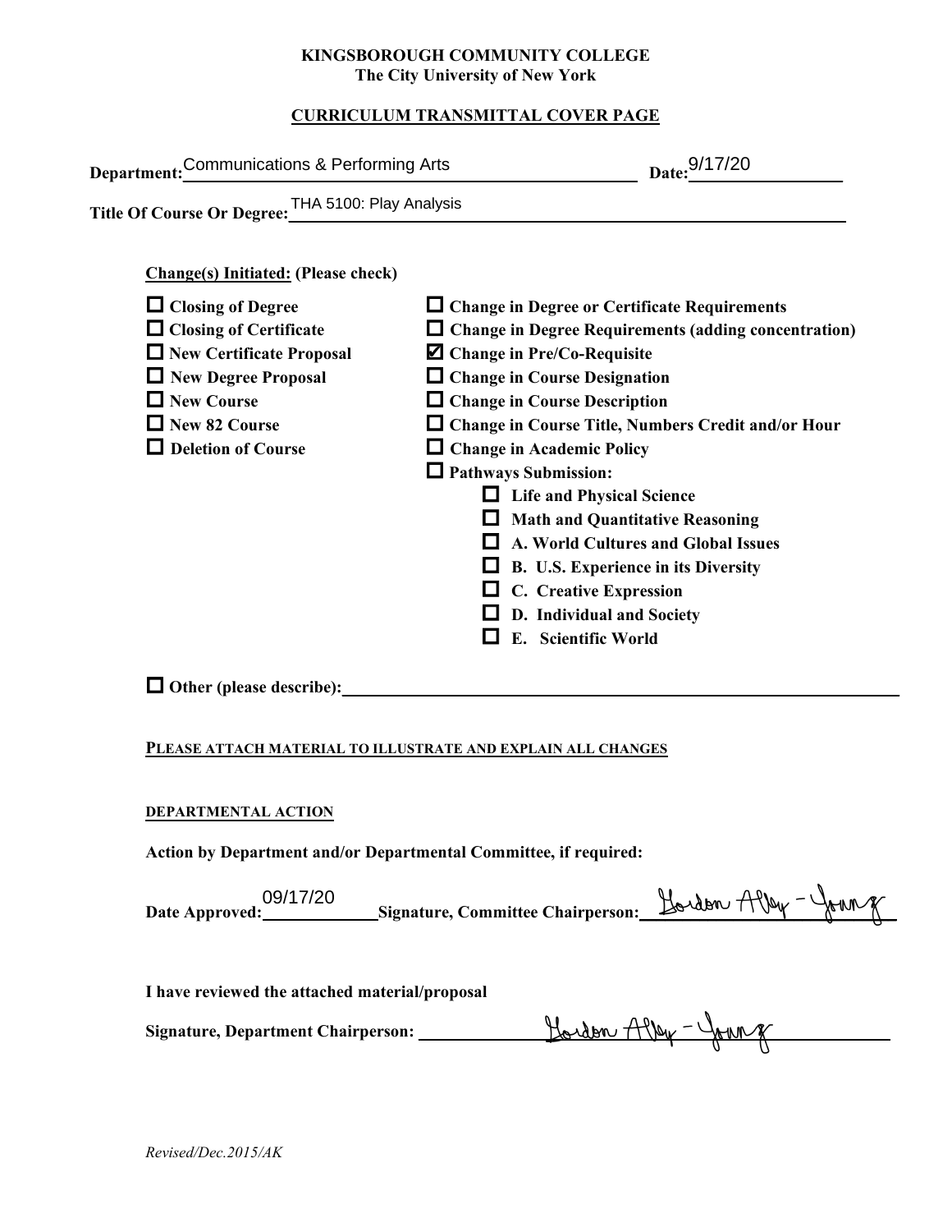**KINGSBOROUGH COMMUNITY COLLEGE**
**The City University of New York**

**CURRICULUM TRANSMITTAL COVER PAGE**

**Department:** Communications & Performing Arts **Date:** 9/17/20

**Title Of Course Or Degree:** THA 5100: Play Analysis

**Change(s) Initiated: (Please check)**

- ☐ **Closing of Degree**
- ☐ **Closing of Certificate**
- ☐ **New Certificate Proposal**
- ☐ **New Degree Proposal**
- ☐ **New Course**
- ☐ **New 82 Course**
- ☐ **Deletion of Course**

- ☐ **Change in Degree or Certificate Requirements**
- ☐ **Change in Degree Requirements (adding concentration)**
- ☑ **Change in Pre/Co-Requisite**
- ☐ **Change in Course Designation**
- ☐ **Change in Course Description**
- ☐ **Change in Course Title, Numbers Credit and/or Hour**
- ☐ **Change in Academic Policy**
- ☐ **Pathways Submission:**
  - ☐ **Life and Physical Science**
  - ☐ **Math and Quantitative Reasoning**
  - ☐ **A. World Cultures and Global Issues**
  - ☐ **B. U.S. Experience in its Diversity**
  - ☐ **C. Creative Expression**
  - ☐ **D. Individual and Society**
  - ☐ **E. Scientific World**

☐ **Other (please describe):** ____________________

**PLEASE ATTACH MATERIAL TO ILLUSTRATE AND EXPLAIN ALL CHANGES**

**DEPARTMENTAL ACTION**

**Action by Department and/or Departmental Committee, if required:**

**Date Approved:** 09/17/20 **Signature, Committee Chairperson:** Gordon Alley-Young

**I have reviewed the attached material/proposal**

**Signature, Department Chairperson:** Gordon Alley-Young

*Revised/Dec.2015/AK*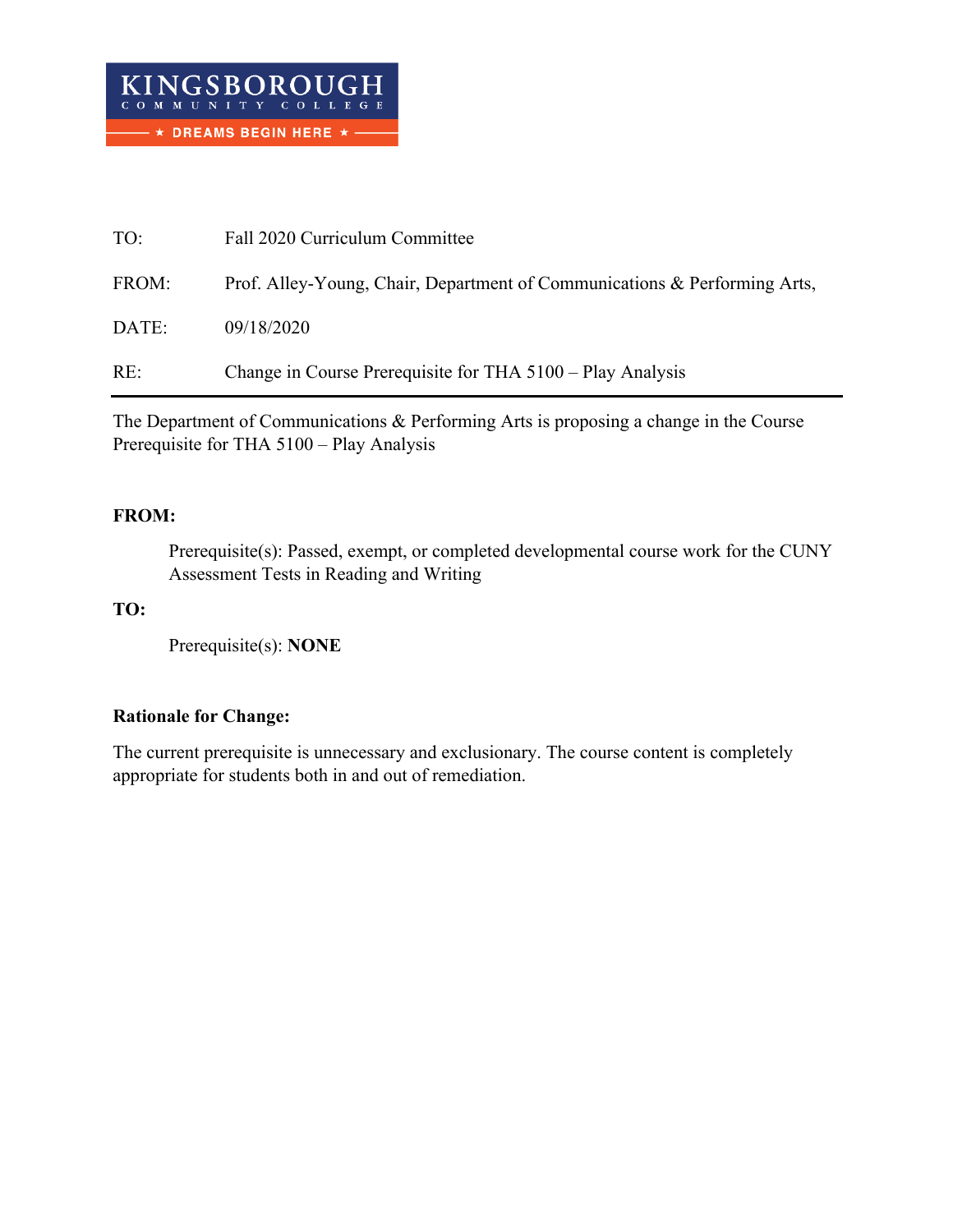KINGSBOROUGH COMMUNITY COLLEGE

★ DREAMS BEGIN HERE ★

TO: Fall 2020 Curriculum Committee

FROM: Prof. Alley-Young, Chair, Department of Communications & Performing Arts,

DATE: 09/18/2020

RE: Change in Course Prerequisite for THA 5100 – Play Analysis

---

The Department of Communications & Performing Arts is proposing a change in the Course Prerequisite for THA 5100 – Play Analysis

**FROM:**

Prerequisite(s): Passed, exempt, or completed developmental course work for the CUNY Assessment Tests in Reading and Writing

**TO:**

Prerequisite(s): **NONE**

**Rationale for Change:**

The current prerequisite is unnecessary and exclusionary. The course content is completely appropriate for students both in and out of remediation.